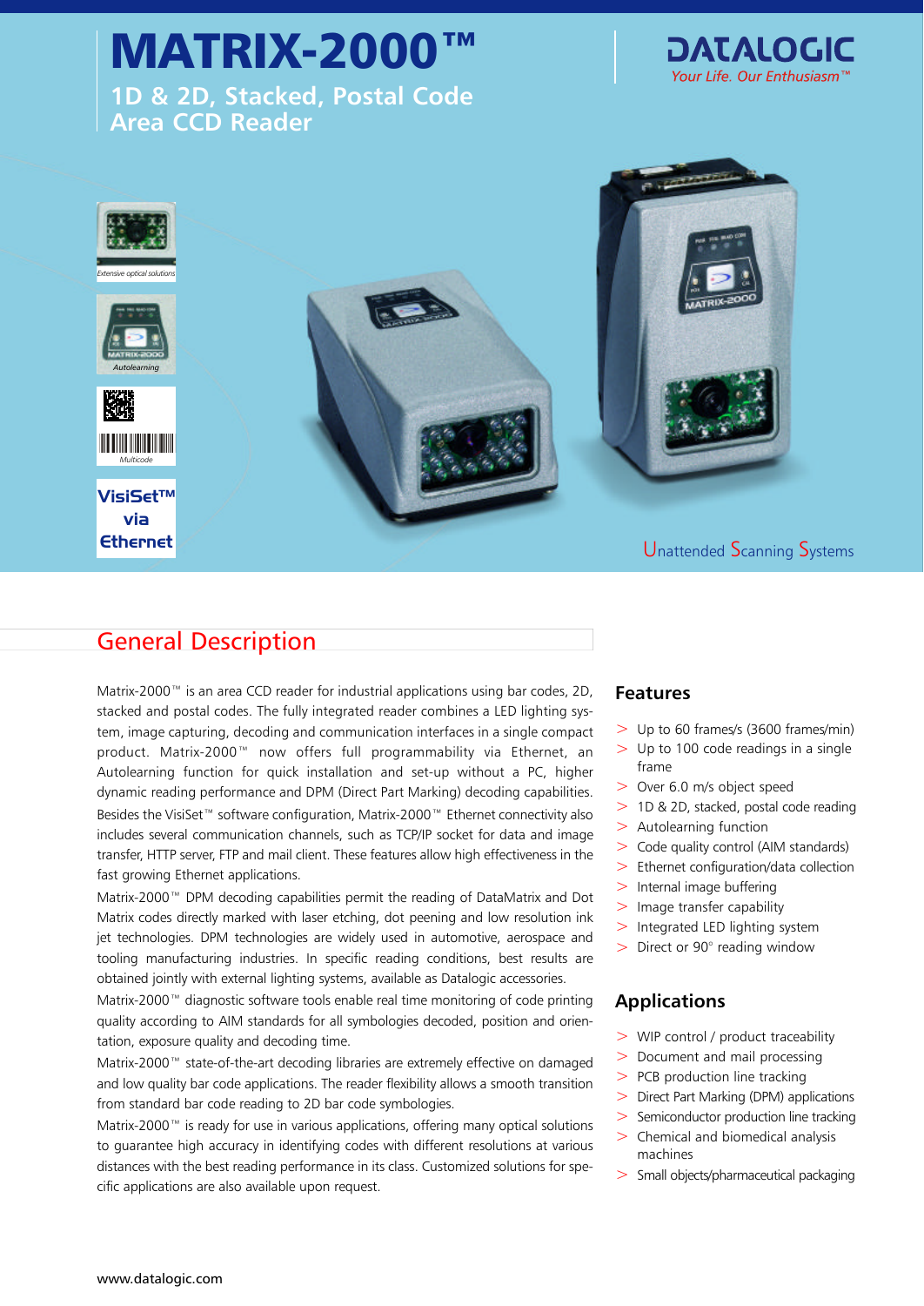# MATRIX-2000™

## 1D & 2D, Stacked, Postal Code Area CCD Reader

DATALOGIC
*Your Life. Our Enthusiasm™*

Extensive optical solutions

Autolearning

Multicode

VisiSet™ via Ethernet

Unattended Scanning Systems

## General Description

Matrix-2000™ is an area CCD reader for industrial applications using bar codes, 2D, stacked and postal codes. The fully integrated reader combines a LED lighting system, image capturing, decoding and communication interfaces in a single compact product. Matrix-2000™ now offers full programmability via Ethernet, an Autolearning function for quick installation and set-up without a PC, higher dynamic reading performance and DPM (Direct Part Marking) decoding capabilities. Besides the VisiSet™ software configuration, Matrix-2000™ Ethernet connectivity also includes several communication channels, such as TCP/IP socket for data and image transfer, HTTP server, FTP and mail client. These features allow high effectiveness in the fast growing Ethernet applications.

Matrix-2000™ DPM decoding capabilities permit the reading of DataMatrix and Dot Matrix codes directly marked with laser etching, dot peening and low resolution ink jet technologies. DPM technologies are widely used in automotive, aerospace and tooling manufacturing industries. In specific reading conditions, best results are obtained jointly with external lighting systems, available as Datalogic accessories.

Matrix-2000™ diagnostic software tools enable real time monitoring of code printing quality according to AIM standards for all symbologies decoded, position and orientation, exposure quality and decoding time.

Matrix-2000™ state-of-the-art decoding libraries are extremely effective on damaged and low quality bar code applications. The reader flexibility allows a smooth transition from standard bar code reading to 2D bar code symbologies.

Matrix-2000™ is ready for use in various applications, offering many optical solutions to guarantee high accuracy in identifying codes with different resolutions at various distances with the best reading performance in its class. Customized solutions for specific applications are also available upon request.

### Features

- Up to 60 frames/s (3600 frames/min)
- Up to 100 code readings in a single frame
- Over 6.0 m/s object speed
- 1D & 2D, stacked, postal code reading
- Autolearning function
- Code quality control (AIM standards)
- Ethernet configuration/data collection
- Internal image buffering
- Image transfer capability
- Integrated LED lighting system
- Direct or 90° reading window

### Applications

- WIP control / product traceability
- Document and mail processing
- PCB production line tracking
- Direct Part Marking (DPM) applications
- Semiconductor production line tracking
- Chemical and biomedical analysis machines
- Small objects/pharmaceutical packaging

www.datalogic.com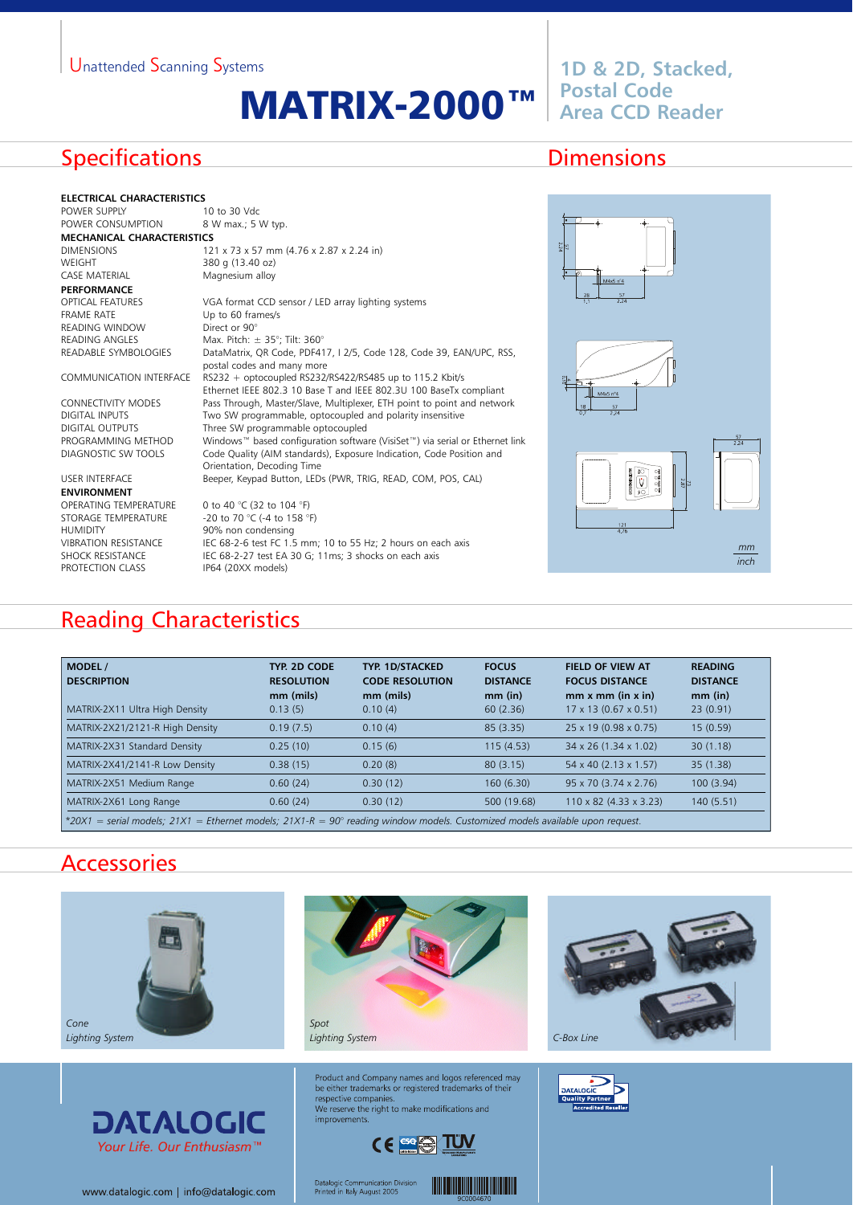Unattended Scanning Systems

# MATRIX-2000™

## 1D & 2D, Stacked, Postal Code Area CCD Reader

## Specifications

| | |
|---|---|
| **ELECTRICAL CHARACTERISTICS** | |
| POWER SUPPLY | 10 to 30 Vdc |
| POWER CONSUMPTION | 8 W max.; 5 W typ. |
| **MECHANICAL CHARACTERISTICS** | |
| DIMENSIONS | 121 x 73 x 57 mm (4.76 x 2.87 x 2.24 in) |
| WEIGHT | 380 g (13.40 oz) |
| CASE MATERIAL | Magnesium alloy |
| **PERFORMANCE** | |
| OPTICAL FEATURES | VGA format CCD sensor / LED array lighting systems |
| FRAME RATE | Up to 60 frames/s |
| READING WINDOW | Direct or 90° |
| READING ANGLES | Max. Pitch: ± 35°; Tilt: 360° |
| READABLE SYMBOLOGIES | DataMatrix, QR Code, PDF417, I 2/5, Code 128, Code 39, EAN/UPC, RSS, postal codes and many more |
| COMMUNICATION INTERFACE | RS232 + optocoupled RS232/RS422/RS485 up to 115.2 Kbit/s Ethernet IEEE 802.3 10 Base T and IEEE 802.3U 100 BaseTx compliant |
| CONNECTIVITY MODES | Pass Through, Master/Slave, Multiplexer, ETH point to point and network |
| DIGITAL INPUTS | Two SW programmable, optocoupled and polarity insensitive |
| DIGITAL OUTPUTS | Three SW programmable optocoupled |
| PROGRAMMING METHOD | Windows™ based configuration software (VisiSet™) via serial or Ethernet link |
| DIAGNOSTIC SW TOOLS | Code Quality (AIM standards), Exposure Indication, Code Position and Orientation, Decoding Time |
| USER INTERFACE | Beeper, Keypad Button, LEDs (PWR, TRIG, READ, COM, POS, CAL) |
| **ENVIRONMENT** | |
| OPERATING TEMPERATURE | 0 to 40 °C (32 to 104 °F) |
| STORAGE TEMPERATURE | -20 to 70 °C (-4 to 158 °F) |
| HUMIDITY | 90% non condensing |
| VIBRATION RESISTANCE | IEC 68-2-6 test FC 1.5 mm; 10 to 55 Hz; 2 hours on each axis |
| SHOCK RESISTANCE | IEC 68-2-27 test EA 30 G; 11ms; 3 shocks on each axis |
| PROTECTION CLASS | IP64 (20XX models) |

## Dimensions

mm / inch

## Reading Characteristics

| MODEL / DESCRIPTION | TYP. 2D CODE RESOLUTION mm (mils) | TYP. 1D/STACKED CODE RESOLUTION mm (mils) | FOCUS DISTANCE mm (in) | FIELD OF VIEW AT FOCUS DISTANCE mm x mm (in x in) | READING DISTANCE mm (in) |
|---|---|---|---|---|---|
| MATRIX-2X11 Ultra High Density | 0.13 (5) | 0.10 (4) | 60 (2.36) | 17 x 13 (0.67 x 0.51) | 23 (0.91) |
| MATRIX-2X21/2121-R High Density | 0.19 (7.5) | 0.10 (4) | 85 (3.35) | 25 x 19 (0.98 x 0.75) | 15 (0.59) |
| MATRIX-2X31 Standard Density | 0.25 (10) | 0.15 (6) | 115 (4.53) | 34 x 26 (1.34 x 1.02) | 30 (1.18) |
| MATRIX-2X41/2141-R Low Density | 0.38 (15) | 0.20 (8) | 80 (3.15) | 54 x 40 (2.13 x 1.57) | 35 (1.38) |
| MATRIX-2X51 Medium Range | 0.60 (24) | 0.30 (12) | 160 (6.30) | 95 x 70 (3.74 x 2.76) | 100 (3.94) |
| MATRIX-2X61 Long Range | 0.60 (24) | 0.30 (12) | 500 (19.68) | 110 x 82 (4.33 x 3.23) | 140 (5.51) |

*\*20X1 = serial models; 21X1 = Ethernet models; 21X1-R = 90° reading window models. Customized models available upon request.*

## Accessories

*Cone Lighting System*

*Spot Lighting System*

*C-Box Line*

DATALOGIC
*Your Life. Our Enthusiasm™*

www.datalogic.com | info@datalogic.com

Product and Company names and logos referenced may be either trademarks or registered trademarks of their respective companies.
We reserve the right to make modifications and improvements.

Datalogic Communication Division
Printed in Italy August 2005

9C0004670